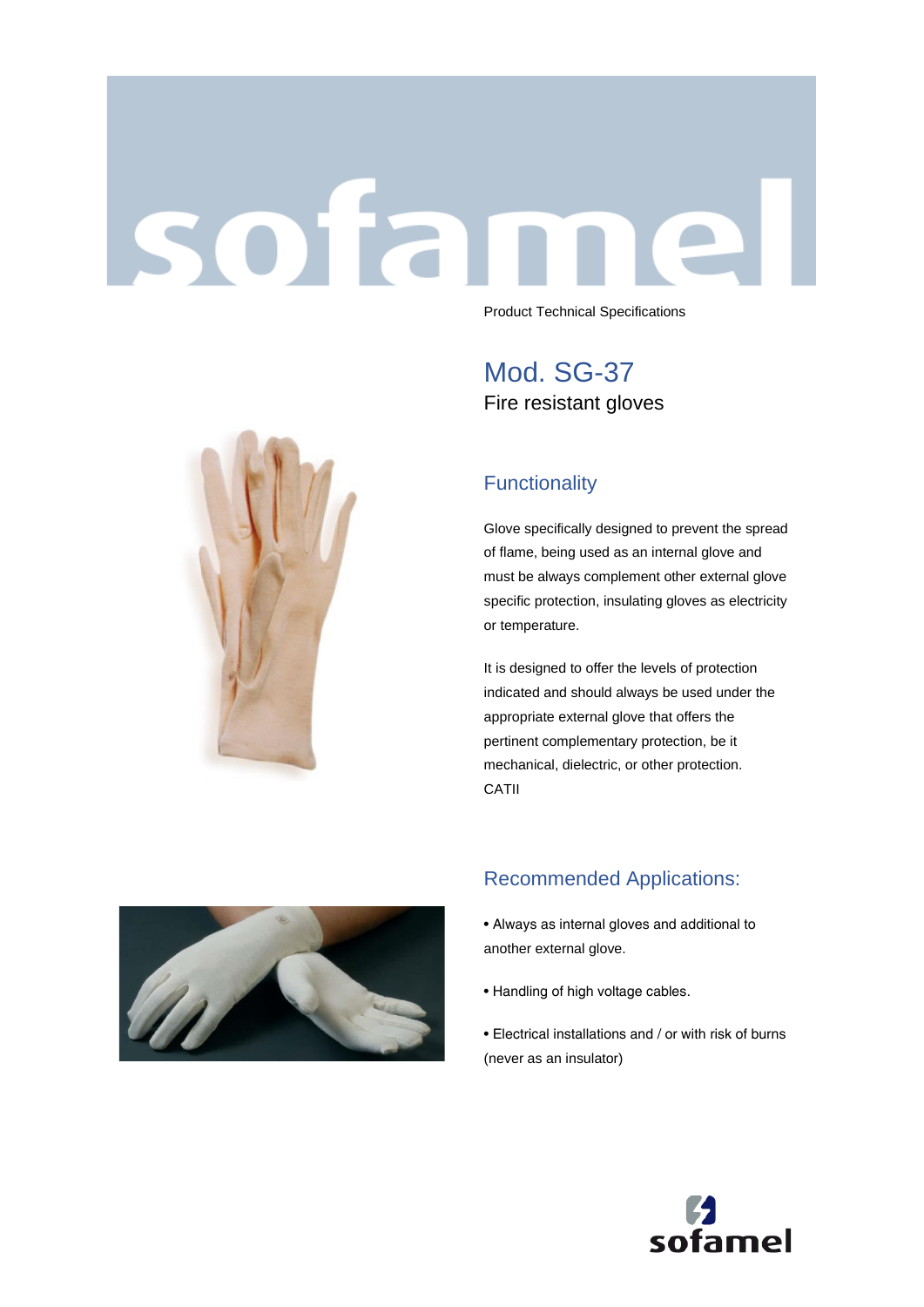# sofamel

Product Technical Specifications

## Mod. SG-37

Fire resistant gloves

## Functionality

Glove specifically designed to prevent the spread of flame, being used as an internal glove and must be always complement other external glove specific protection, insulating gloves as electricity or temperature.

It is designed to offer the levels of protection indicated and should always be used under the appropriate external glove that offers the pertinent complementary protection, be it mechanical, dielectric, or other protection. CATII

## Recommended Applications:

- Always as internal gloves and additional to another external glove.
- Handling of high voltage cables.
- Electrical installations and / or with risk of burns (never as an insulator)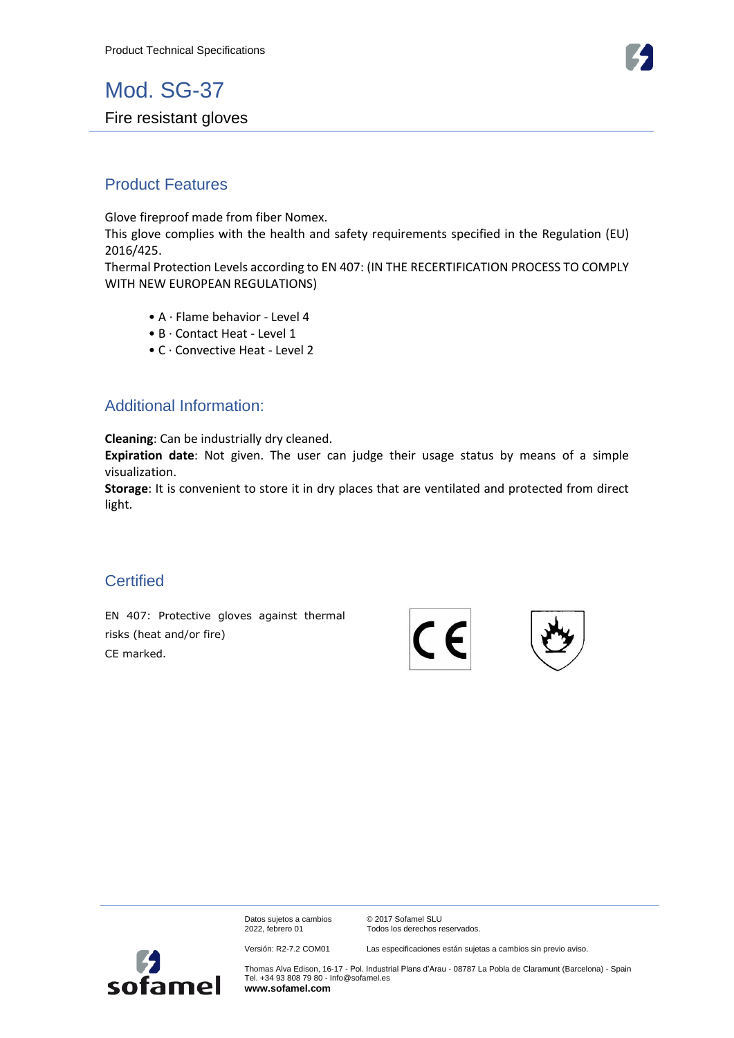# Mod. SG-37

Fire resistant gloves

## Product Features

Glove fireproof made from fiber Nomex.
This glove complies with the health and safety requirements specified in the Regulation (EU) 2016/425.
Thermal Protection Levels according to EN 407: (IN THE RECERTIFICATION PROCESS TO COMPLY WITH NEW EUROPEAN REGULATIONS)

- A · Flame behavior - Level 4
- B · Contact Heat - Level 1
- C · Convective Heat - Level 2

## Additional Information:

**Cleaning**: Can be industrially dry cleaned.
**Expiration date**: Not given. The user can judge their usage status by means of a simple visualization.
**Storage**: It is convenient to store it in dry places that are ventilated and protected from direct light.

## Certified

EN 407: Protective gloves against thermal risks (heat and/or fire)
CE marked.

Datos sujetos a cambios
2022, febrero 01

© 2017 Sofamel SLU
Todos los derechos reservados.

Versión: R2-7.2 COM01

Las especificaciones están sujetas a cambios sin previo aviso.

Thomas Alva Edison, 16-17 - Pol. Industrial Plans d'Arau - 08787 La Pobla de Claramunt (Barcelona) - Spain
Tel. +34 93 808 79 80 - Info@sofamel.es
**www.sofamel.com**